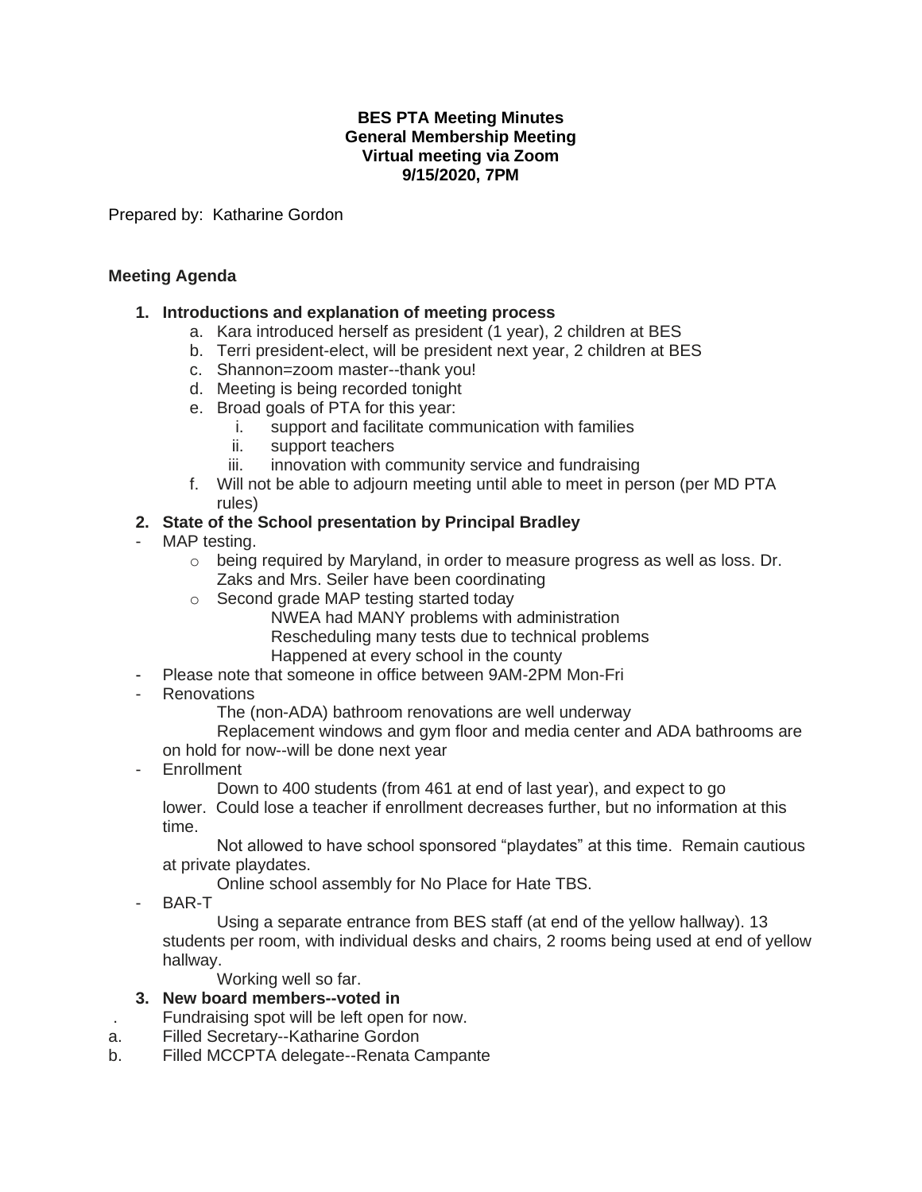**BES PTA Meeting Minutes**
**General Membership Meeting**
**Virtual meeting via Zoom**
**9/15/2020, 7PM**

Prepared by: Katharine Gordon

**Meeting Agenda**

1. **Introductions and explanation of meeting process**
    a. Kara introduced herself as president (1 year), 2 children at BES
    b. Terri president-elect, will be president next year, 2 children at BES
    c. Shannon=zoom master--thank you!
    d. Meeting is being recorded tonight
    e. Broad goals of PTA for this year:
        i. support and facilitate communication with families
        ii. support teachers
        iii. innovation with community service and fundraising
    f. Will not be able to adjourn meeting until able to meet in person (per MD PTA rules)
2. **State of the School presentation by Principal Bradley**

- MAP testing.
    - being required by Maryland, in order to measure progress as well as loss. Dr. Zaks and Mrs. Seiler have been coordinating
    - Second grade MAP testing started today
        NWEA had MANY problems with administration
        Rescheduling many tests due to technical problems
        Happened at every school in the county
- Please note that someone in office between 9AM-2PM Mon-Fri
- Renovations
    The (non-ADA) bathroom renovations are well underway
    Replacement windows and gym floor and media center and ADA bathrooms are on hold for now--will be done next year
- Enrollment
    Down to 400 students (from 461 at end of last year), and expect to go lower. Could lose a teacher if enrollment decreases further, but no information at this time.
    Not allowed to have school sponsored "playdates" at this time. Remain cautious at private playdates.
    Online school assembly for No Place for Hate TBS.
- BAR-T
    Using a separate entrance from BES staff (at end of the yellow hallway). 13 students per room, with individual desks and chairs, 2 rooms being used at end of yellow hallway.
    Working well so far.

3. **New board members--voted in**

. Fundraising spot will be left open for now.
a. Filled Secretary--Katharine Gordon
b. Filled MCCPTA delegate--Renata Campante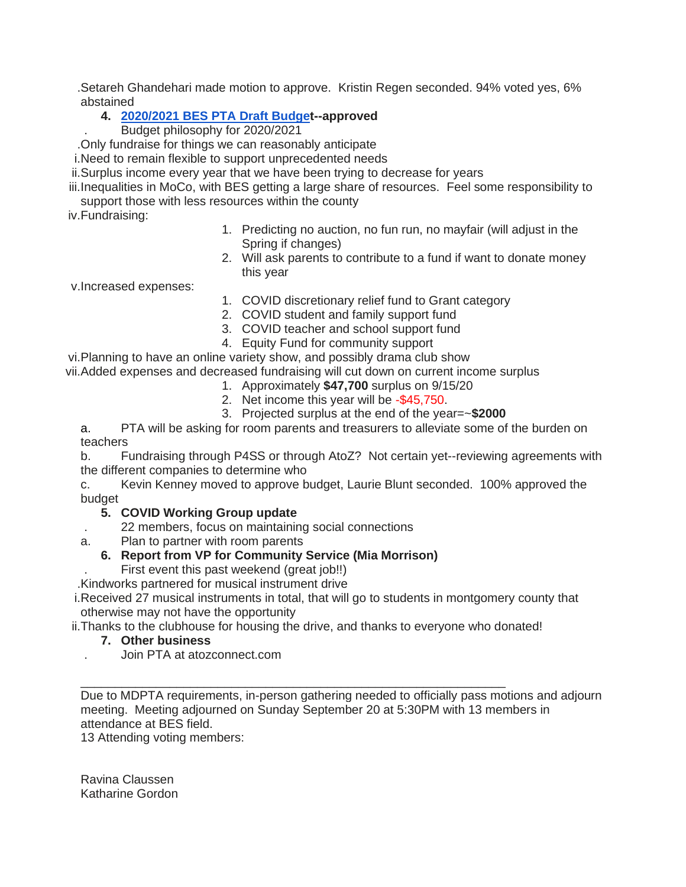.Setareh Ghandehari made motion to approve. Kristin Regen seconded. 94% voted yes, 6% abstained

4. **2020/2021 BES PTA Draft Budget--approved**

   . Budget philosophy for 2020/2021

   .Only fundraise for things we can reasonably anticipate

   i.Need to remain flexible to support unprecedented needs

   ii.Surplus income every year that we have been trying to decrease for years

   iii.Inequalities in MoCo, with BES getting a large share of resources. Feel some responsibility to support those with less resources within the county

   iv.Fundraising:

   1. Predicting no auction, no fun run, no mayfair (will adjust in the Spring if changes)
   2. Will ask parents to contribute to a fund if want to donate money this year

   v.Increased expenses:

   1. COVID discretionary relief fund to Grant category
   2. COVID student and family support fund
   3. COVID teacher and school support fund
   4. Equity Fund for community support

   vi.Planning to have an online variety show, and possibly drama club show

   vii.Added expenses and decreased fundraising will cut down on current income surplus

   1. Approximately **$47,700** surplus on 9/15/20
   2. Net income this year will be -$45,750.
   3. Projected surplus at the end of the year=~**$2000**

   a. PTA will be asking for room parents and treasurers to alleviate some of the burden on teachers

   b. Fundraising through P4SS or through AtoZ? Not certain yet--reviewing agreements with the different companies to determine who

   c. Kevin Kenney moved to approve budget, Laurie Blunt seconded. 100% approved the budget

5. **COVID Working Group update**

   . 22 members, focus on maintaining social connections

   a. Plan to partner with room parents

6. **Report from VP for Community Service (Mia Morrison)**

   . First event this past weekend (great job!!)

   .Kindworks partnered for musical instrument drive

   i.Received 27 musical instruments in total, that will go to students in montgomery county that otherwise may not have the opportunity

   ii.Thanks to the clubhouse for housing the drive, and thanks to everyone who donated!

7. **Other business**

   . Join PTA at atozconnect.com

---

Due to MDPTA requirements, in-person gathering needed to officially pass motions and adjourn meeting. Meeting adjourned on Sunday September 20 at 5:30PM with 13 members in attendance at BES field.

13 Attending voting members:

Ravina Claussen
Katharine Gordon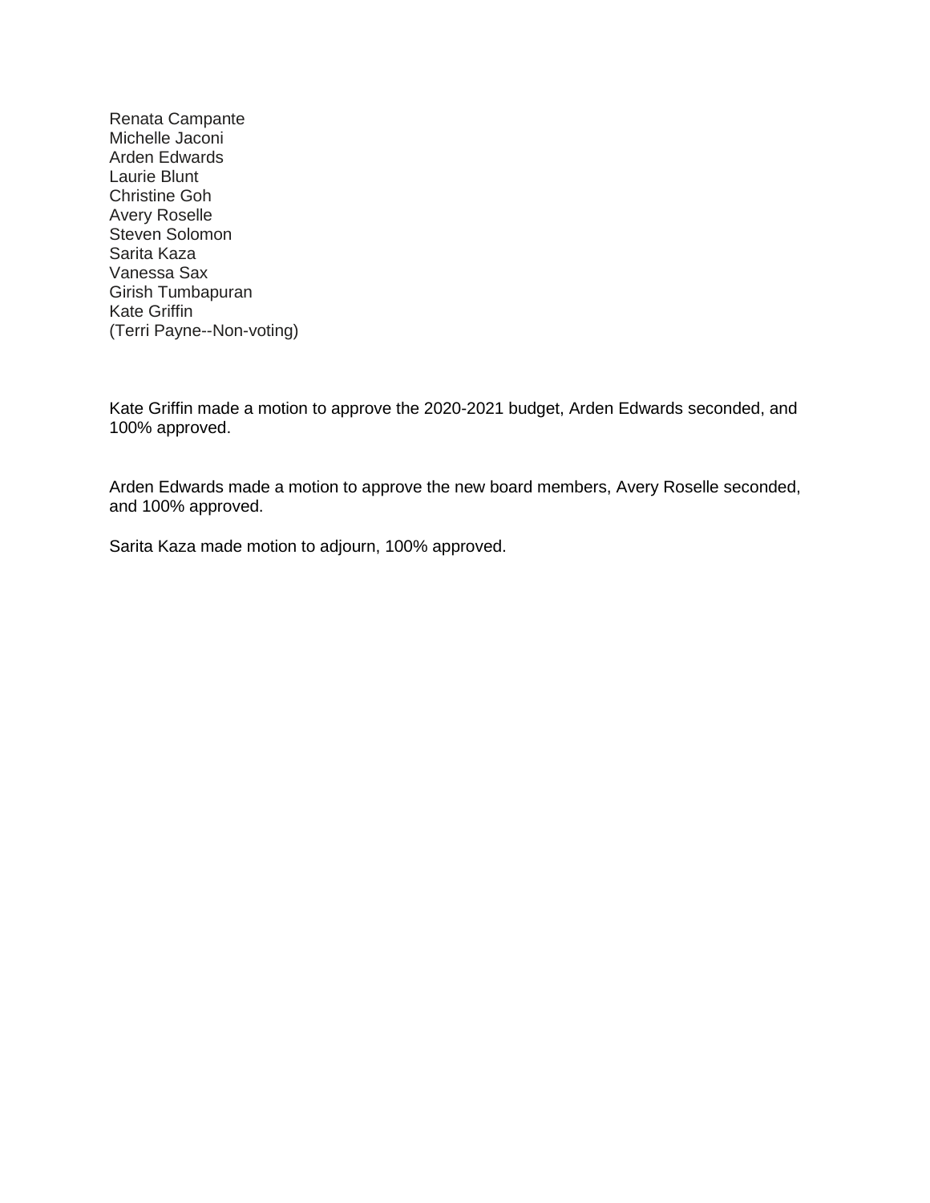Renata Campante
Michelle Jaconi
Arden Edwards
Laurie Blunt
Christine Goh
Avery Roselle
Steven Solomon
Sarita Kaza
Vanessa Sax
Girish Tumbapuran
Kate Griffin
(Terri Payne--Non-voting)

Kate Griffin made a motion to approve the 2020-2021 budget, Arden Edwards seconded, and 100% approved.

Arden Edwards made a motion to approve the new board members, Avery Roselle seconded, and 100% approved.

Sarita Kaza made motion to adjourn, 100% approved.